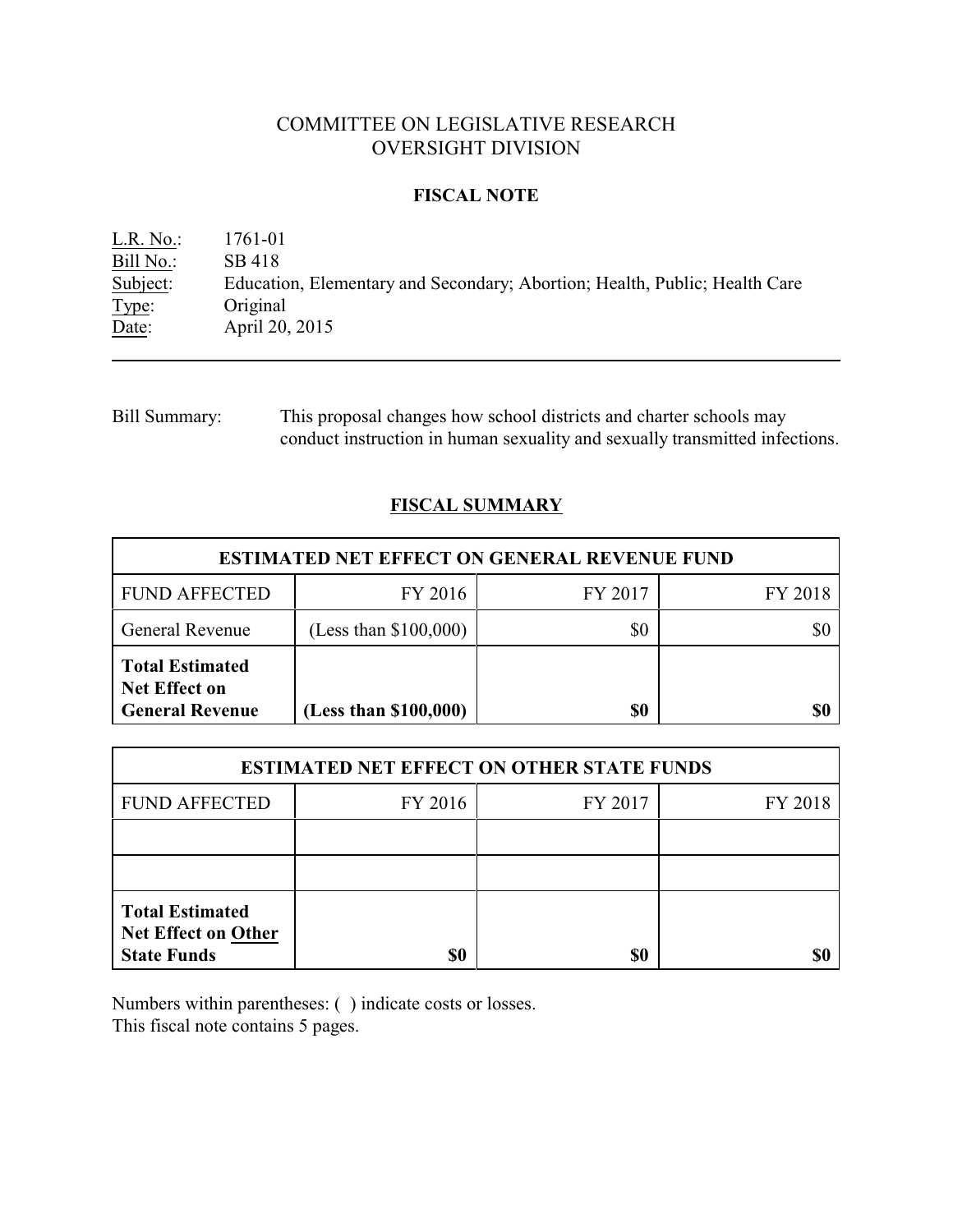# COMMITTEE ON LEGISLATIVE RESEARCH
# OVERSIGHT DIVISION

## FISCAL NOTE

L.R. No.: 1761-01
Bill No.: SB 418
Subject: Education, Elementary and Secondary; Abortion; Health, Public; Health Care
Type: Original
Date: April 20, 2015

---

Bill Summary: This proposal changes how school districts and charter schools may conduct instruction in human sexuality and sexually transmitted infections.

## FISCAL SUMMARY

| ESTIMATED NET EFFECT ON GENERAL REVENUE FUND | | | |
|---|---|---|---|
| FUND AFFECTED | FY 2016 | FY 2017 | FY 2018 |
| General Revenue | (Less than $100,000) | $0 | $0 |
| **Total Estimated Net Effect on General Revenue** | **(Less than $100,000)** | **$0** | **$0** |

| ESTIMATED NET EFFECT ON OTHER STATE FUNDS | | | |
|---|---|---|---|
| FUND AFFECTED | FY 2016 | FY 2017 | FY 2018 |
| | | | |
| | | | |
| **Total Estimated Net Effect on Other State Funds** | **$0** | **$0** | **$0** |

Numbers within parentheses: ( ) indicate costs or losses.
This fiscal note contains 5 pages.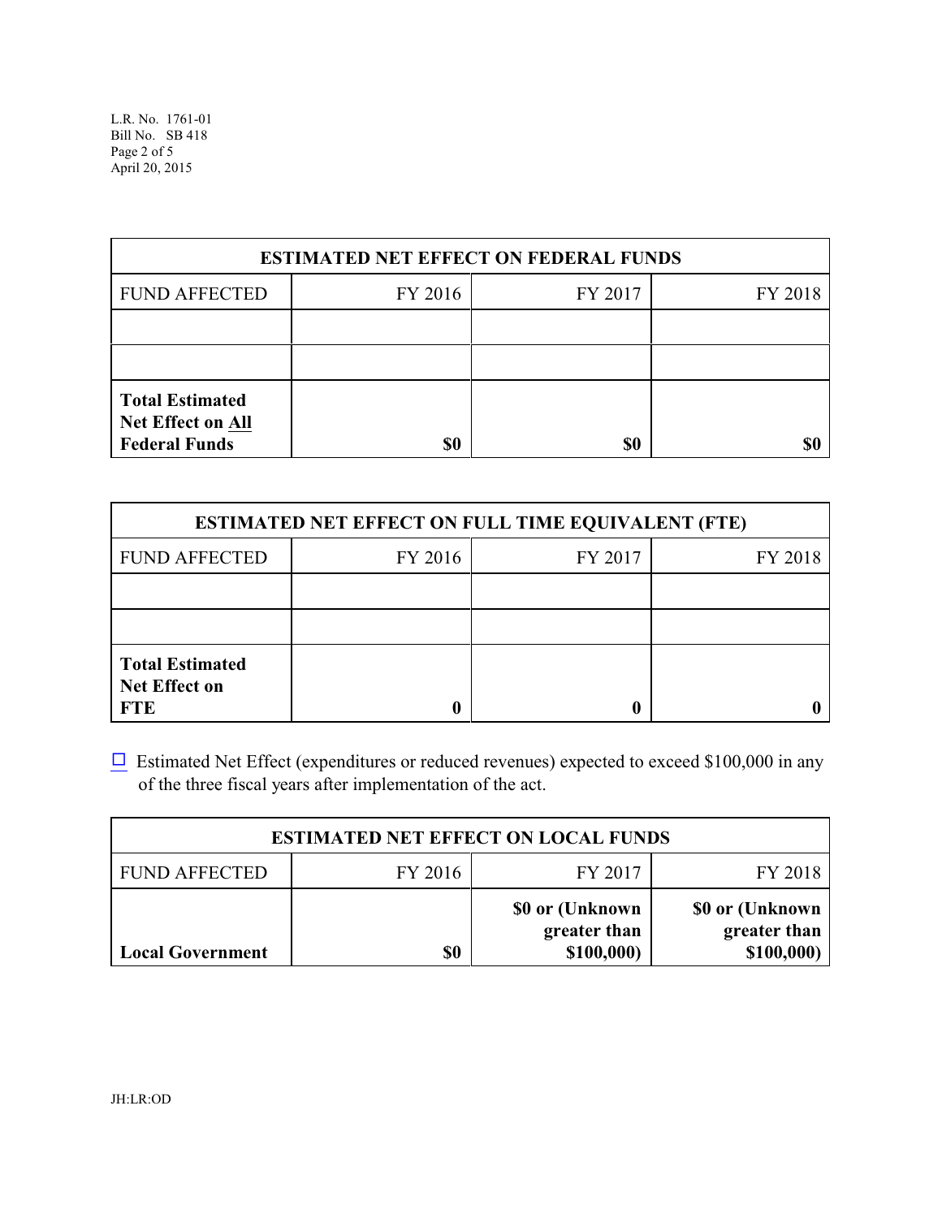| ESTIMATED NET EFFECT ON FEDERAL FUNDS | | | |
|---|---|---|---|
| FUND AFFECTED | FY 2016 | FY 2017 | FY 2018 |
| | | | |
| | | | |
| **Total Estimated Net Effect on <u>All</u> Federal Funds** | **$0** | **$0** | **$0** |

| ESTIMATED NET EFFECT ON FULL TIME EQUIVALENT (FTE) | | | |
|---|---|---|---|
| FUND AFFECTED | FY 2016 | FY 2017 | FY 2018 |
| | | | |
| | | | |
| **Total Estimated Net Effect on FTE** | **0** | **0** | **0** |

☐ Estimated Net Effect (expenditures or reduced revenues) expected to exceed $100,000 in any of the three fiscal years after implementation of the act.

| ESTIMATED NET EFFECT ON LOCAL FUNDS | | | |
|---|---|---|---|
| FUND AFFECTED | FY 2016 | FY 2017 | FY 2018 |
| **Local Government** | **$0** | **$0 or (Unknown greater than $100,000)** | **$0 or (Unknown greater than $100,000)** |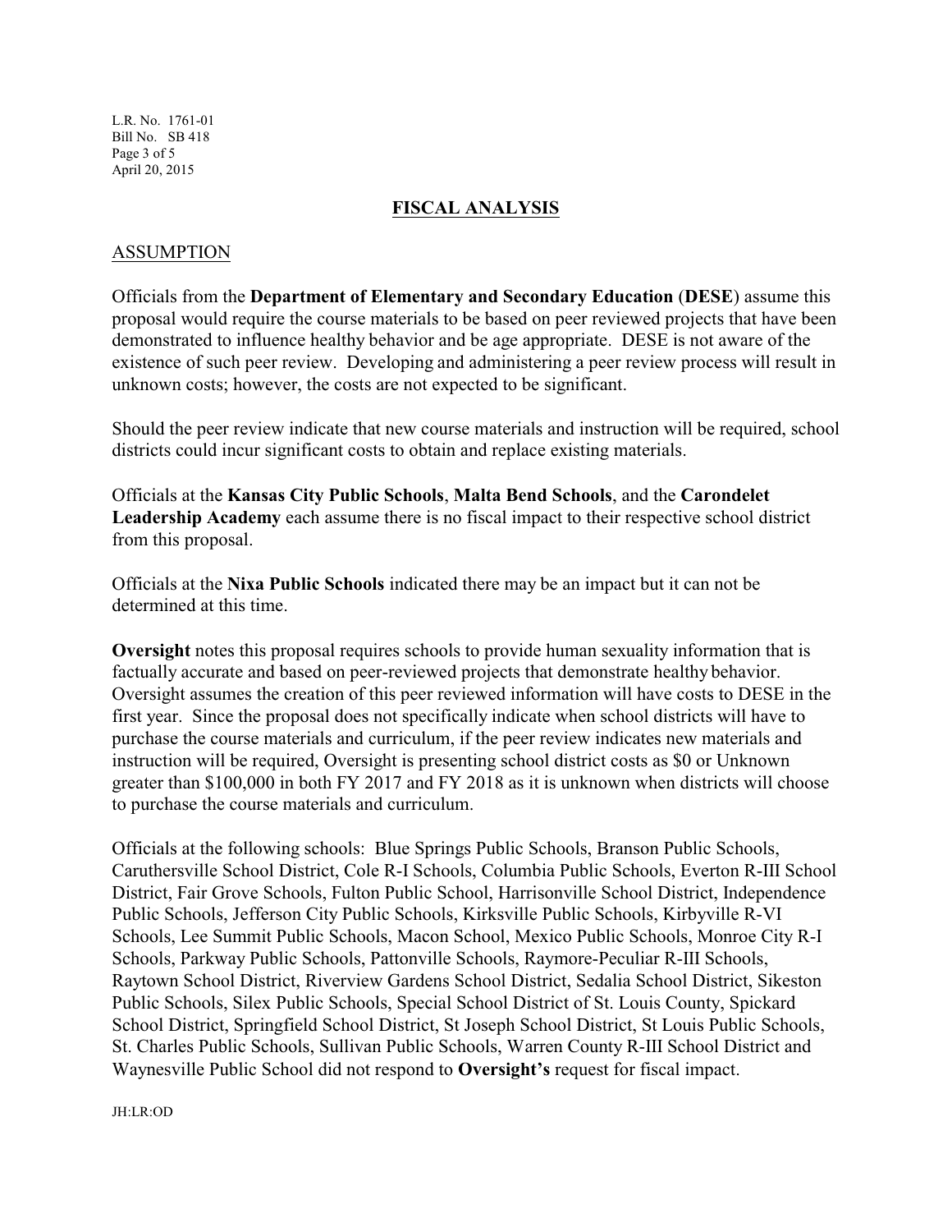## FISCAL ANALYSIS

### ASSUMPTION

Officials from the **Department of Elementary and Secondary Education** (**DESE**) assume this proposal would require the course materials to be based on peer reviewed projects that have been demonstrated to influence healthy behavior and be age appropriate. DESE is not aware of the existence of such peer review. Developing and administering a peer review process will result in unknown costs; however, the costs are not expected to be significant.

Should the peer review indicate that new course materials and instruction will be required, school districts could incur significant costs to obtain and replace existing materials.

Officials at the **Kansas City Public Schools**, **Malta Bend Schools**, and the **Carondelet Leadership Academy** each assume there is no fiscal impact to their respective school district from this proposal.

Officials at the **Nixa Public Schools** indicated there may be an impact but it can not be determined at this time.

**Oversight** notes this proposal requires schools to provide human sexuality information that is factually accurate and based on peer-reviewed projects that demonstrate healthy behavior. Oversight assumes the creation of this peer reviewed information will have costs to DESE in the first year. Since the proposal does not specifically indicate when school districts will have to purchase the course materials and curriculum, if the peer review indicates new materials and instruction will be required, Oversight is presenting school district costs as $0 or Unknown greater than $100,000 in both FY 2017 and FY 2018 as it is unknown when districts will choose to purchase the course materials and curriculum.

Officials at the following schools: Blue Springs Public Schools, Branson Public Schools, Caruthersville School District, Cole R-I Schools, Columbia Public Schools, Everton R-III School District, Fair Grove Schools, Fulton Public School, Harrisonville School District, Independence Public Schools, Jefferson City Public Schools, Kirksville Public Schools, Kirbyville R-VI Schools, Lee Summit Public Schools, Macon School, Mexico Public Schools, Monroe City R-I Schools, Parkway Public Schools, Pattonville Schools, Raymore-Peculiar R-III Schools, Raytown School District, Riverview Gardens School District, Sedalia School District, Sikeston Public Schools, Silex Public Schools, Special School District of St. Louis County, Spickard School District, Springfield School District, St Joseph School District, St Louis Public Schools, St. Charles Public Schools, Sullivan Public Schools, Warren County R-III School District and Waynesville Public School did not respond to **Oversight's** request for fiscal impact.

JH:LR:OD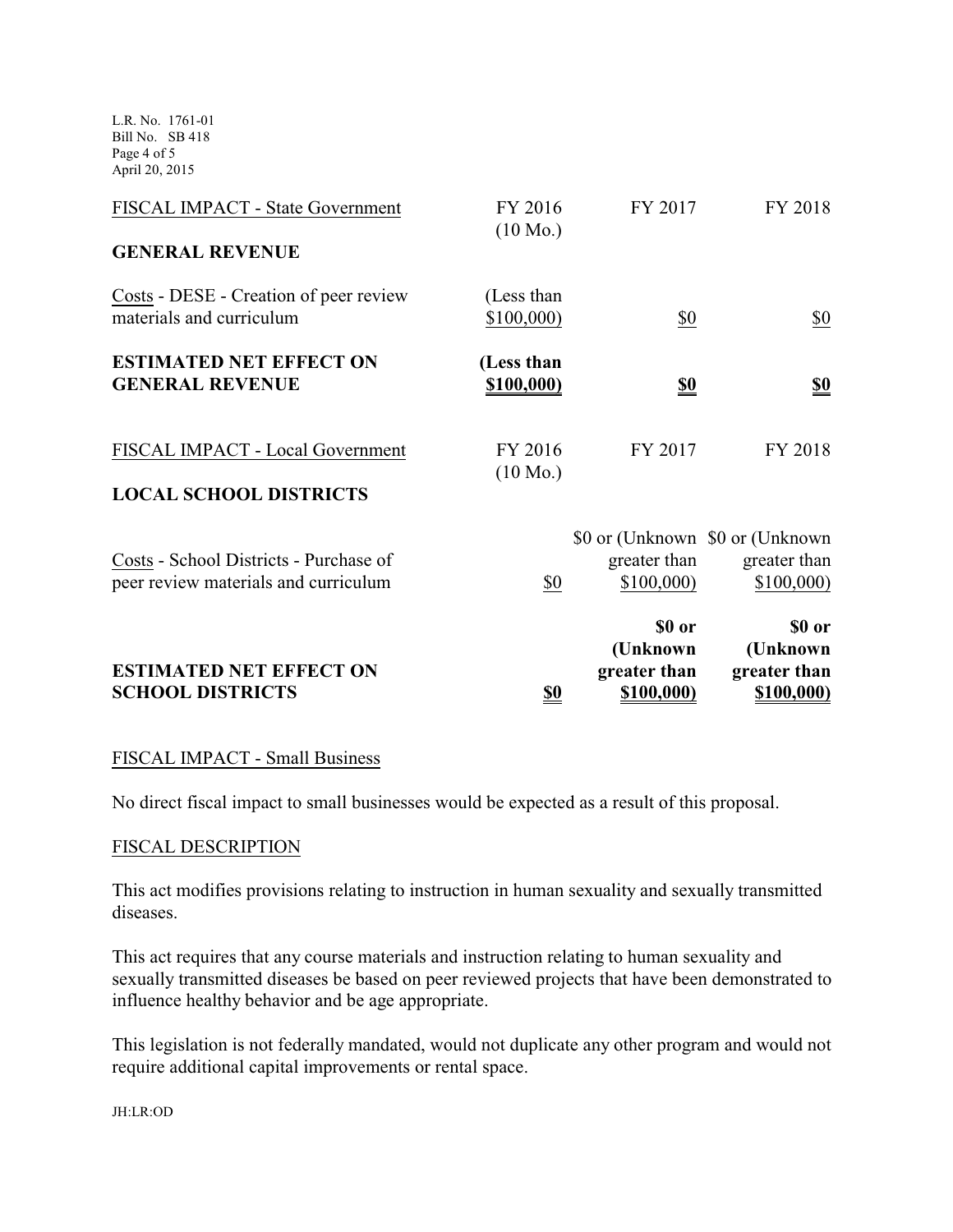| FISCAL IMPACT - State Government | FY 2016 (10 Mo.) | FY 2017 | FY 2018 |
|---|---|---|---|
| **GENERAL REVENUE** | | | |
| Costs - DESE - Creation of peer review materials and curriculum | (Less than $100,000) | $0 | $0 |
| **ESTIMATED NET EFFECT ON GENERAL REVENUE** | **(Less than $100,000)** | **$0** | **$0** |

| FISCAL IMPACT - Local Government | FY 2016 (10 Mo.) | FY 2017 | FY 2018 |
|---|---|---|---|
| **LOCAL SCHOOL DISTRICTS** | | | |
| Costs - School Districts - Purchase of peer review materials and curriculum | $0 | $0 or (Unknown greater than $100,000) | $0 or (Unknown greater than $100,000) |
| **ESTIMATED NET EFFECT ON SCHOOL DISTRICTS** | **$0** | **$0 or (Unknown greater than $100,000)** | **$0 or (Unknown greater than $100,000)** |

FISCAL IMPACT - Small Business

No direct fiscal impact to small businesses would be expected as a result of this proposal.

FISCAL DESCRIPTION

This act modifies provisions relating to instruction in human sexuality and sexually transmitted diseases.

This act requires that any course materials and instruction relating to human sexuality and sexually transmitted diseases be based on peer reviewed projects that have been demonstrated to influence healthy behavior and be age appropriate.

This legislation is not federally mandated, would not duplicate any other program and would not require additional capital improvements or rental space.

JH:LR:OD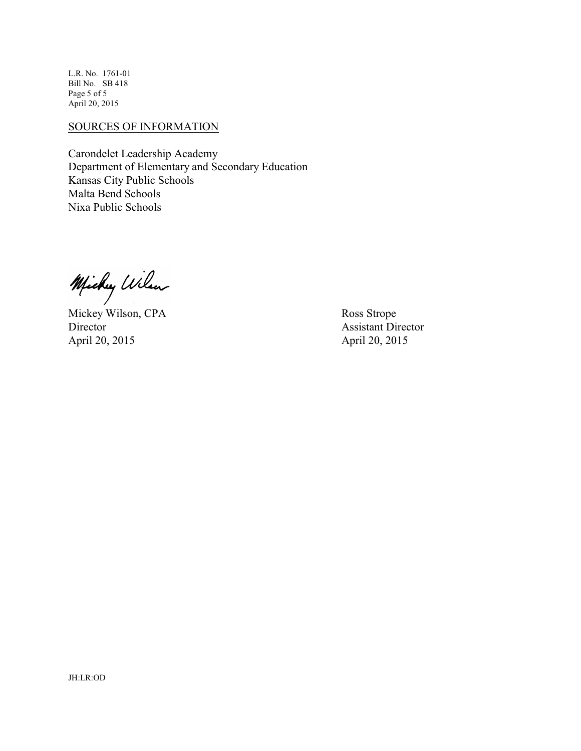## SOURCES OF INFORMATION

Carondelet Leadership Academy
Department of Elementary and Secondary Education
Kansas City Public Schools
Malta Bend Schools
Nixa Public Schools

Mickey Wilson, CPA
Director
April 20, 2015

Ross Strope
Assistant Director
April 20, 2015

JH:LR:OD